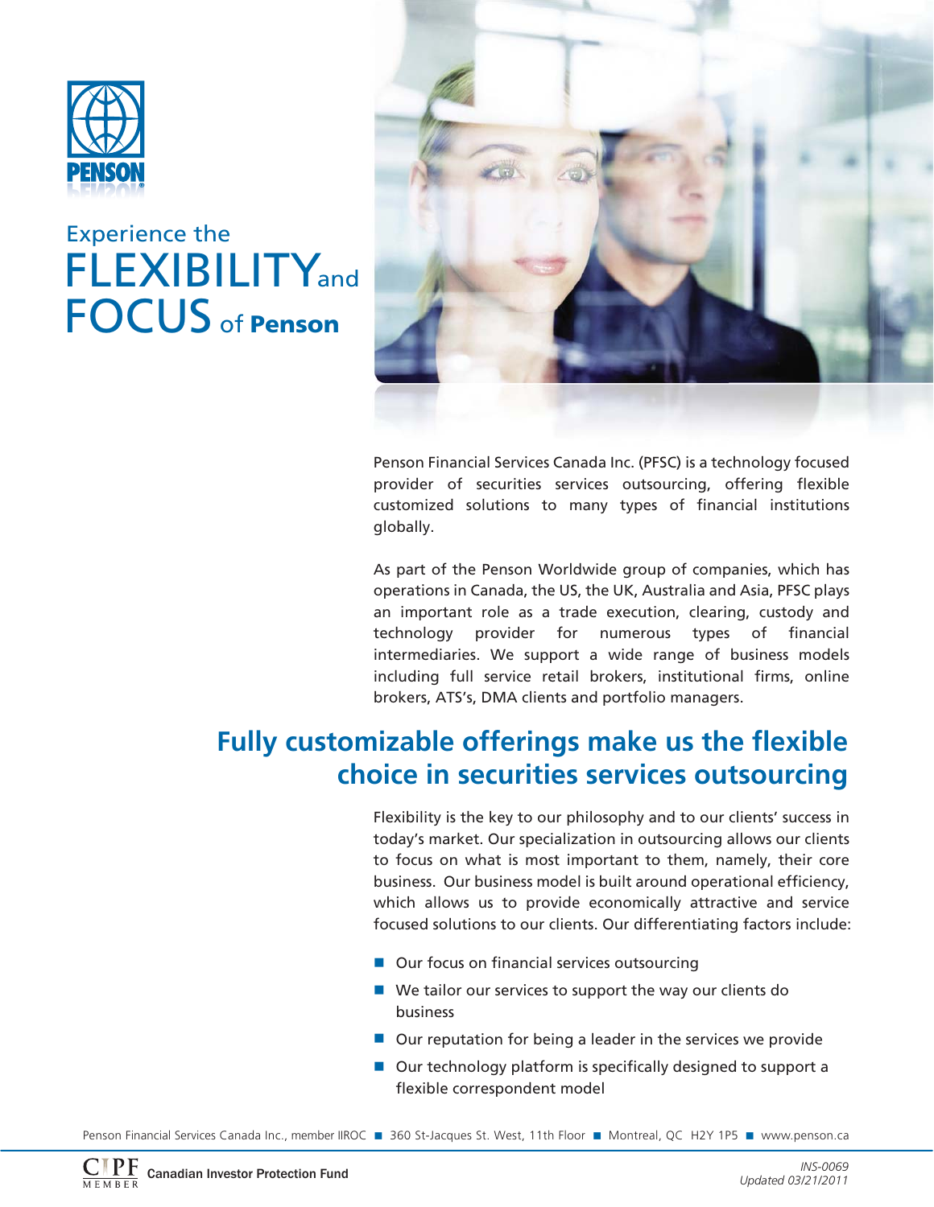PENSON

# Experience the FLEXIBILITY and FOCUS of Penson

Penson Financial Services Canada Inc. (PFSC) is a technology focused provider of securities services outsourcing, offering flexible customized solutions to many types of financial institutions globally.

As part of the Penson Worldwide group of companies, which has operations in Canada, the US, the UK, Australia and Asia, PFSC plays an important role as a trade execution, clearing, custody and technology provider for numerous types of financial intermediaries. We support a wide range of business models including full service retail brokers, institutional firms, online brokers, ATS's, DMA clients and portfolio managers.

## Fully customizable offerings make us the flexible choice in securities services outsourcing

Flexibility is the key to our philosophy and to our clients' success in today's market. Our specialization in outsourcing allows our clients to focus on what is most important to them, namely, their core business. Our business model is built around operational efficiency, which allows us to provide economically attractive and service focused solutions to our clients. Our differentiating factors include:

- Our focus on financial services outsourcing
- We tailor our services to support the way our clients do business
- Our reputation for being a leader in the services we provide
- Our technology platform is specifically designed to support a flexible correspondent model

Penson Financial Services Canada Inc., member IIROC ■ 360 St-Jacques St. West, 11th Floor ■ Montreal, QC H2Y 1P5 ■ www.penson.ca

CIPF MEMBER Canadian Investor Protection Fund

*INS-0069*
*Updated 03/21/2011*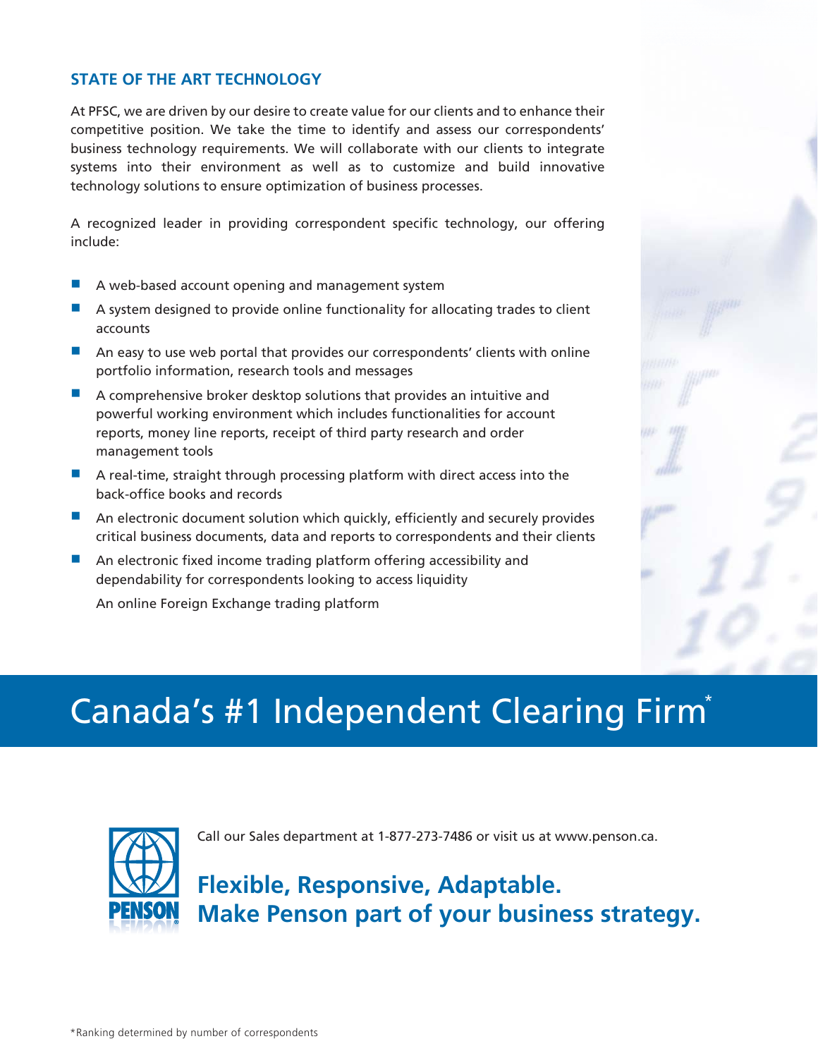## STATE OF THE ART TECHNOLOGY

At PFSC, we are driven by our desire to create value for our clients and to enhance their competitive position. We take the time to identify and assess our correspondents' business technology requirements. We will collaborate with our clients to integrate systems into their environment as well as to customize and build innovative technology solutions to ensure optimization of business processes.

A recognized leader in providing correspondent specific technology, our offering include:

- A web-based account opening and management system
- A system designed to provide online functionality for allocating trades to client accounts
- An easy to use web portal that provides our correspondents' clients with online portfolio information, research tools and messages
- A comprehensive broker desktop solutions that provides an intuitive and powerful working environment which includes functionalities for account reports, money line reports, receipt of third party research and order management tools
- A real-time, straight through processing platform with direct access into the back-office books and records
- An electronic document solution which quickly, efficiently and securely provides critical business documents, data and reports to correspondents and their clients
- An electronic fixed income trading platform offering accessibility and dependability for correspondents looking to access liquidity

  An online Foreign Exchange trading platform

# Canada's #1 Independent Clearing Firm*

PENSON

Call our Sales department at 1-877-273-7486 or visit us at www.penson.ca.

**Flexible, Responsive, Adaptable.**
**Make Penson part of your business strategy.**

*Ranking determined by number of correspondents